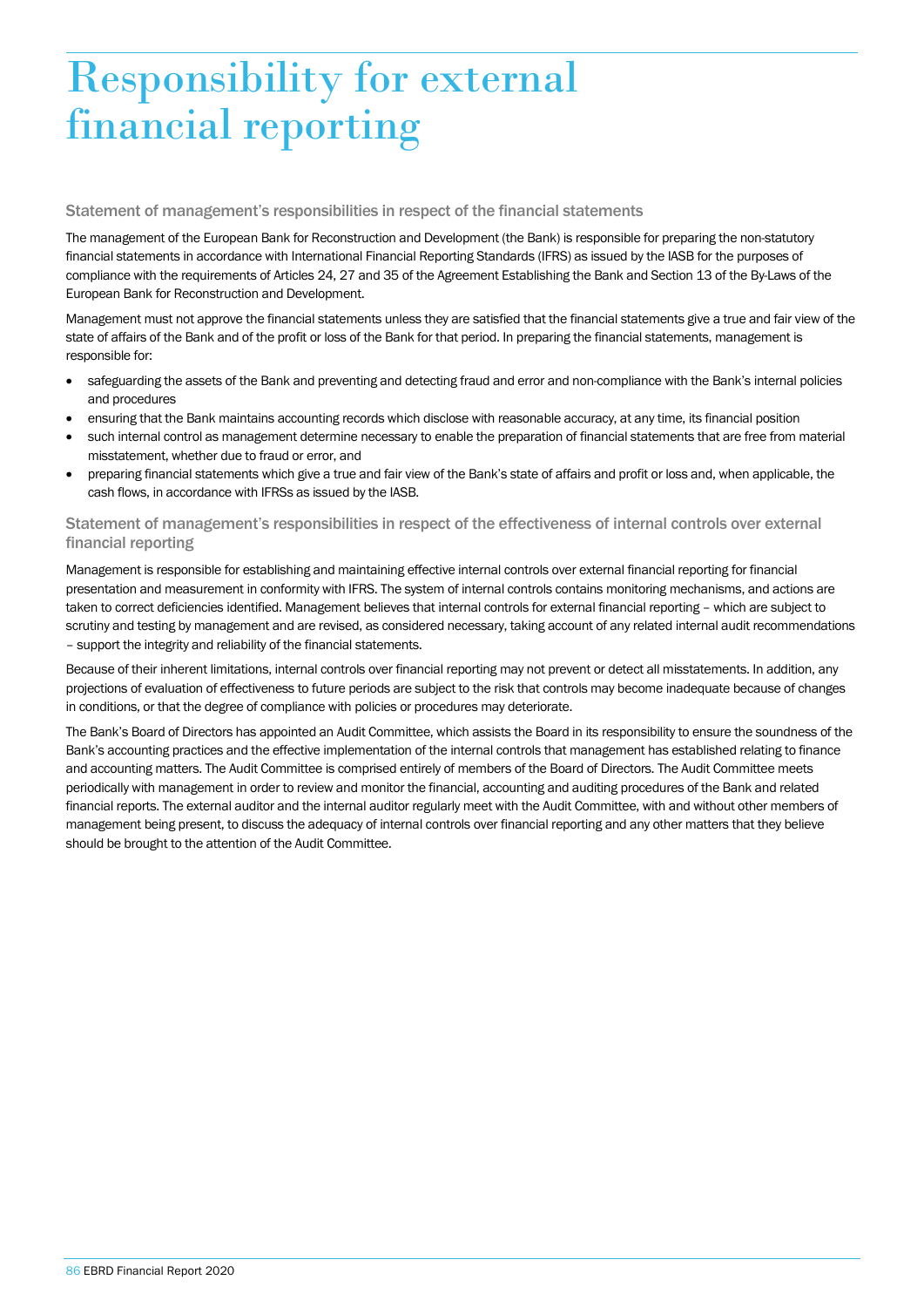# Responsibility for external financial reporting

## Statement of management's responsibilities in respect of the financial statements

The management of the European Bank for Reconstruction and Development (the Bank) is responsible for preparing the non-statutory financial statements in accordance with International Financial Reporting Standards (IFRS) as issued by the IASB for the purposes of compliance with the requirements of Articles 24, 27 and 35 of the Agreement Establishing the Bank and Section 13 of the By-Laws of the European Bank for Reconstruction and Development.

Management must not approve the financial statements unless they are satisfied that the financial statements give a true and fair view of the state of affairs of the Bank and of the profit or loss of the Bank for that period. In preparing the financial statements, management is responsible for:

- safeguarding the assets of the Bank and preventing and detecting fraud and error and non-compliance with the Bank's internal policies and procedures
- ensuring that the Bank maintains accounting records which disclose with reasonable accuracy, at any time, its financial position
- such internal control as management determine necessary to enable the preparation of financial statements that are free from material misstatement, whether due to fraud or error, and
- preparing financial statements which give a true and fair view of the Bank's state of affairs and profit or loss and, when applicable, the cash flows, in accordance with IFRSs as issued by the IASB.

## Statement of management's responsibilities in respect of the effectiveness of internal controls over external financial reporting

Management is responsible for establishing and maintaining effective internal controls over external financial reporting for financial presentation and measurement in conformity with IFRS. The system of internal controls contains monitoring mechanisms, and actions are taken to correct deficiencies identified. Management believes that internal controls for external financial reporting – which are subject to scrutiny and testing by management and are revised, as considered necessary, taking account of any related internal audit recommendations – support the integrity and reliability of the financial statements.

Because of their inherent limitations, internal controls over financial reporting may not prevent or detect all misstatements. In addition, any projections of evaluation of effectiveness to future periods are subject to the risk that controls may become inadequate because of changes in conditions, or that the degree of compliance with policies or procedures may deteriorate.

The Bank's Board of Directors has appointed an Audit Committee, which assists the Board in its responsibility to ensure the soundness of the Bank's accounting practices and the effective implementation of the internal controls that management has established relating to finance and accounting matters. The Audit Committee is comprised entirely of members of the Board of Directors. The Audit Committee meets periodically with management in order to review and monitor the financial, accounting and auditing procedures of the Bank and related financial reports. The external auditor and the internal auditor regularly meet with the Audit Committee, with and without other members of management being present, to discuss the adequacy of internal controls over financial reporting and any other matters that they believe should be brought to the attention of the Audit Committee.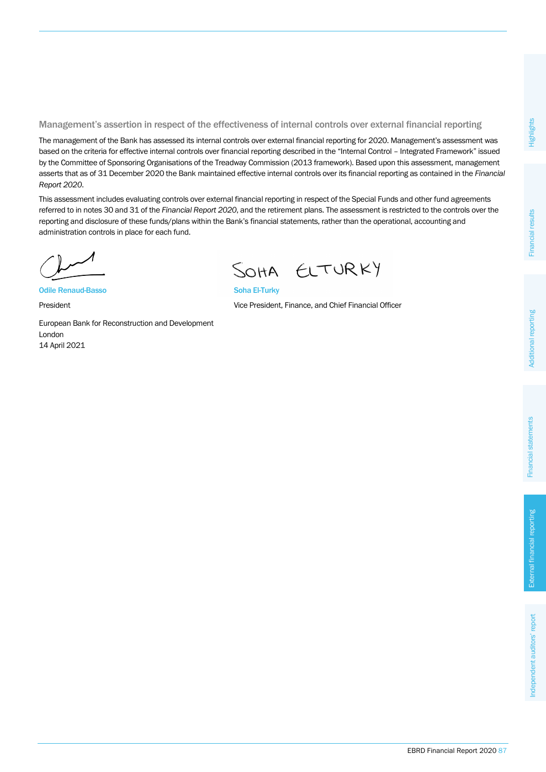## Management's assertion in respect of the effectiveness of internal controls over external financial reporting

The management of the Bank has assessed its internal controls over external financial reporting for 2020. Management's assessment was based on the criteria for effective internal controls over financial reporting described in the "Internal Control – Integrated Framework" issued by the Committee of Sponsoring Organisations of the Treadway Commission (2013 framework). Based upon this assessment, management asserts that as of 31 December 2020 the Bank maintained effective internal controls over its financial reporting as contained in the *Financial Report 2020*.

This assessment includes evaluating controls over external financial reporting in respect of the Special Funds and other fund agreements referred to in notes 30 and 31 of the *Financial Report 2020*, and the retirement plans. The assessment is restricted to the controls over the reporting and disclosure of these funds/plans within the Bank's financial statements, rather than the operational, accounting and administration controls in place for each fund.

**Odile Renaud-Basso**

President

**Soha El-Turky**

Vice President, Finance, and Chief Financial Officer

European Bank for Reconstruction and Development
London
14 April 2021